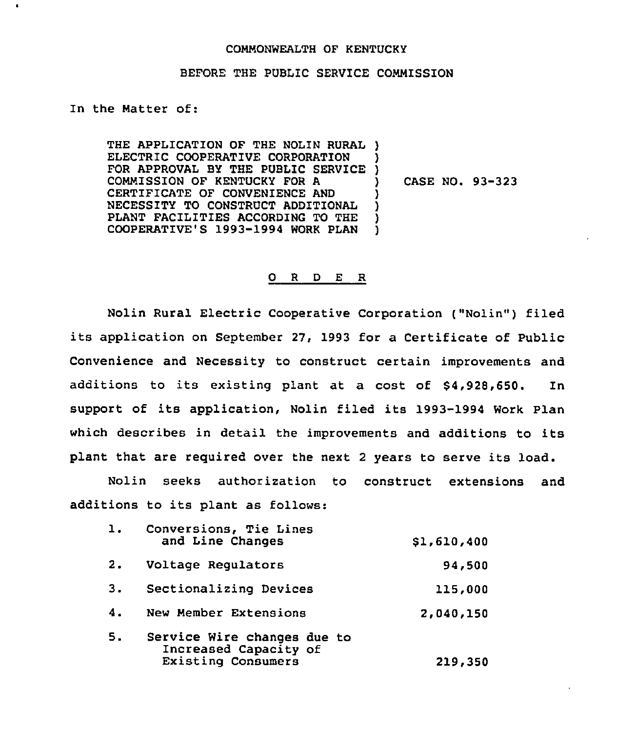COMMONWEALTH OF KENTUCKY

BEFORE THE PUBLIC SERVICE COMMISSION

In the Matter of:

THE APPLICATION OF THE NOLIN RURAL ELECTRIC COOPERATIVE CORPORATION FOR APPROVAL BY THE PUBLIC SERVICE COMMISSION OF KENTUCKY FOR A CERTIFICATE OF CONVENIENCE AND NECESSITY TO CONSTRUCT ADDITIONAL PLANT FACILITIES ACCORDING TO THE COOPERATIVE'S 1993-1994 WORK PLAN ) CASE NO. 93-323

## O R D E R

Nolin Rural Electric Cooperative Corporation ("Nolin") filed its application on September 27, 1993 for a Certificate of Public Convenience and Necessity to construct certain improvements and additions to its existing plant at a cost of $4,928,650. In support of its application, Nolin filed its 1993-1994 Work Plan which describes in detail the improvements and additions to its plant that are required over the next 2 years to serve its load.

Nolin seeks authorization to construct extensions and additions to its plant as follows:

| | | |
|---|---|---|
| 1. | Conversions, Tie Lines and Line Changes | $1,610,400 |
| 2. | Voltage Regulators | 94,500 |
| 3. | Sectionalizing Devices | 115,000 |
| 4. | New Member Extensions | 2,040,150 |
| 5. | Service Wire changes due to Increased Capacity of Existing Consumers | 219,350 |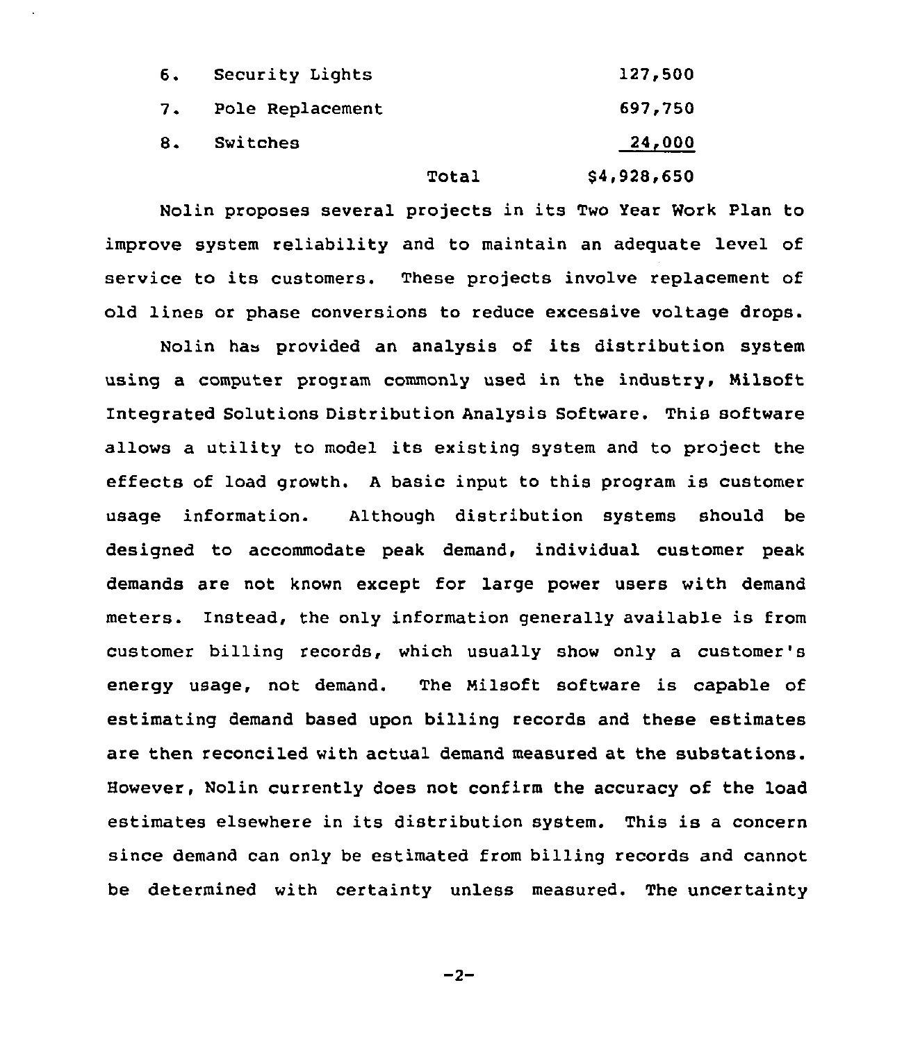| | | |
|---|---|---|
| 6. | Security Lights | 127,500 |
| 7. | Pole Replacement | 697,750 |
| 8. | Switches | 24,000 |
| | Total | $4,928,650 |

Nolin proposes several projects in its Two Year Work Plan to improve system reliability and to maintain an adequate level of service to its customers. These projects involve replacement of old lines or phase conversions to reduce excessive voltage drops.

Nolin has provided an analysis of its distribution system using a computer program commonly used in the industry, Milsoft Integrated Solutions Distribution Analysis Software. This software allows a utility to model its existing system and to project the effects of load growth. A basic input to this program is customer usage information. Although distribution systems should be designed to accommodate peak demand, individual customer peak demands are not known except for large power users with demand meters. Instead, the only information generally available is from customer billing records, which usually show only a customer's energy usage, not demand. The Milsoft software is capable of estimating demand based upon billing records and these estimates are then reconciled with actual demand measured at the substations. However, Nolin currently does not confirm the accuracy of the load estimates elsewhere in its distribution system. This is a concern since demand can only be estimated from billing records and cannot be determined with certainty unless measured. The uncertainty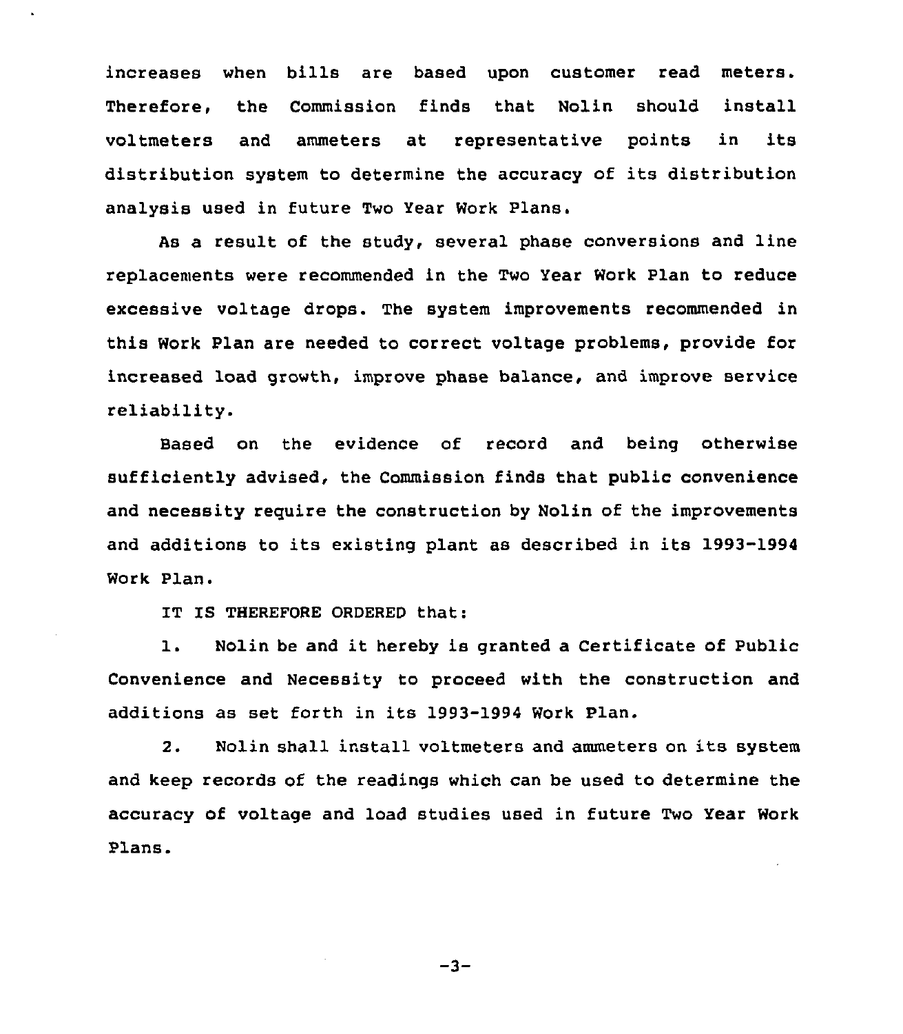increases when bills are based upon customer read meters. Therefore, the Commission finds that Nolin should install voltmeters and ammeters at representative points in its distribution system to determine the accuracy of its distribution analysis used in future Two Year Work Plans.

As a result of the study, several phase conversions and line replacements were recommended in the Two Year Work Plan to reduce excessive voltage drops. The system improvements recommended in this Work Plan are needed to correct voltage problems, provide for increased load growth, improve phase balance, and improve service reliability.

Based on the evidence of record and being otherwise sufficiently advised, the Commission finds that public convenience and necessity require the construction by Nolin of the improvements and additions to its existing plant as described in its 1993-1994 Work Plan.

IT IS THEREFORE ORDERED that:

1. Nolin be and it hereby is granted a Certificate of Public Convenience and Necessity to proceed with the construction and additions as set forth in its 1993-1994 Work Plan.

2. Nolin shall install voltmeters and ammeters on its system and keep records of the readings which can be used to determine the accuracy of voltage and load studies used in future Two Year Work Plans.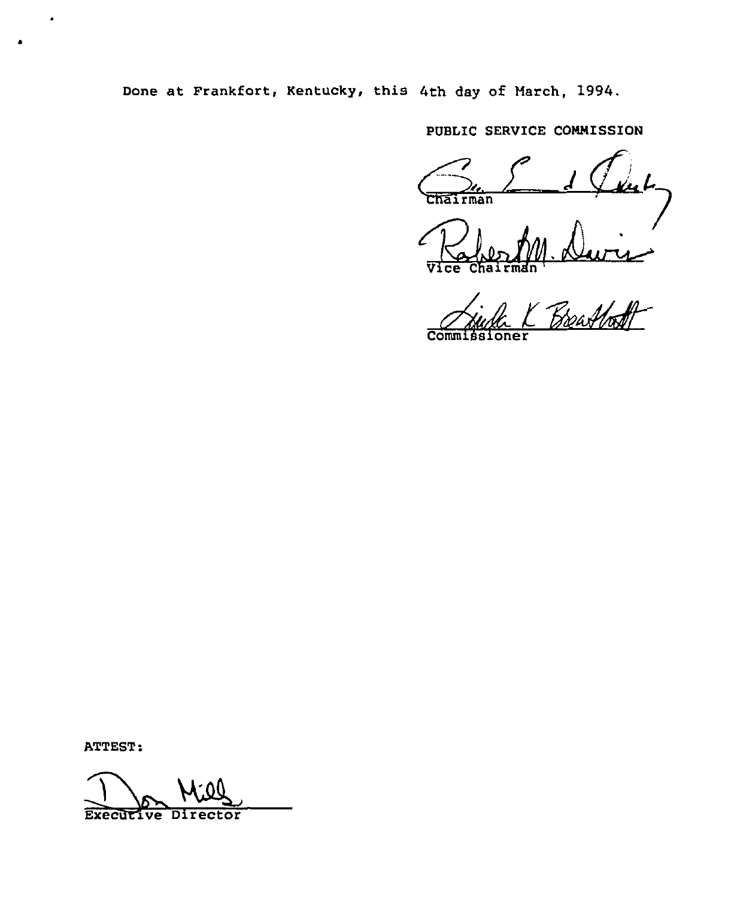Done at Frankfort, Kentucky, this 4th day of March, 1994.

PUBLIC SERVICE COMMISSION

Chairman

Vice Chairman

Commissioner

ATTEST:

Executive Director